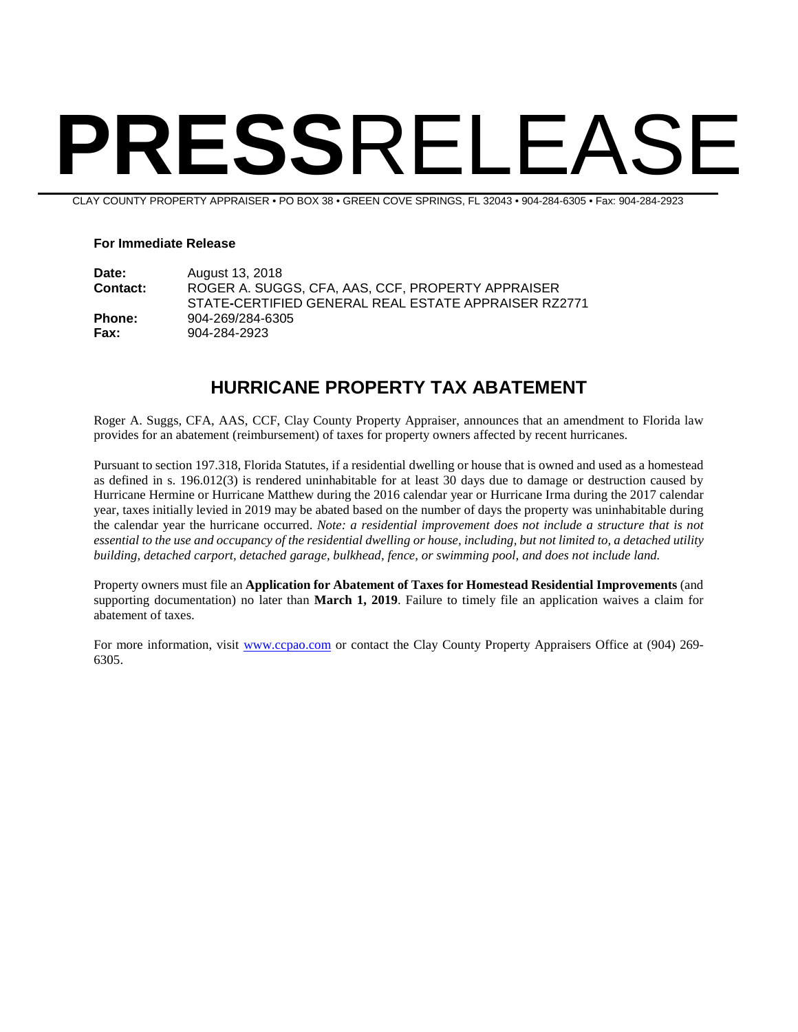# **PRESS**RELEASE

CLAY COUNTY PROPERTY APPRAISER • PO BOX 38 • GREEN COVE SPRINGS, FL 32043 • 904-284-6305 • Fax: 904-284-2923

**For Immediate Release**

| | |
|---|---|
| **Date:** | August 13, 2018 |
| **Contact:** | ROGER A. SUGGS, CFA, AAS, CCF, PROPERTY APPRAISER<br>STATE-CERTIFIED GENERAL REAL ESTATE APPRAISER RZ2771 |
| **Phone:** | 904-269/284-6305 |
| **Fax:** | 904-284-2923 |

## HURRICANE PROPERTY TAX ABATEMENT

Roger A. Suggs, CFA, AAS, CCF, Clay County Property Appraiser, announces that an amendment to Florida law provides for an abatement (reimbursement) of taxes for property owners affected by recent hurricanes.

Pursuant to section 197.318, Florida Statutes, if a residential dwelling or house that is owned and used as a homestead as defined in s. 196.012(3) is rendered uninhabitable for at least 30 days due to damage or destruction caused by Hurricane Hermine or Hurricane Matthew during the 2016 calendar year or Hurricane Irma during the 2017 calendar year, taxes initially levied in 2019 may be abated based on the number of days the property was uninhabitable during the calendar year the hurricane occurred. *Note: a residential improvement does not include a structure that is not essential to the use and occupancy of the residential dwelling or house, including, but not limited to, a detached utility building, detached carport, detached garage, bulkhead, fence, or swimming pool, and does not include land.*

Property owners must file an **Application for Abatement of Taxes for Homestead Residential Improvements** (and supporting documentation) no later than **March 1, 2019**. Failure to timely file an application waives a claim for abatement of taxes.

For more information, visit [www.ccpao.com](http://www.ccpao.com) or contact the Clay County Property Appraisers Office at (904) 269-6305.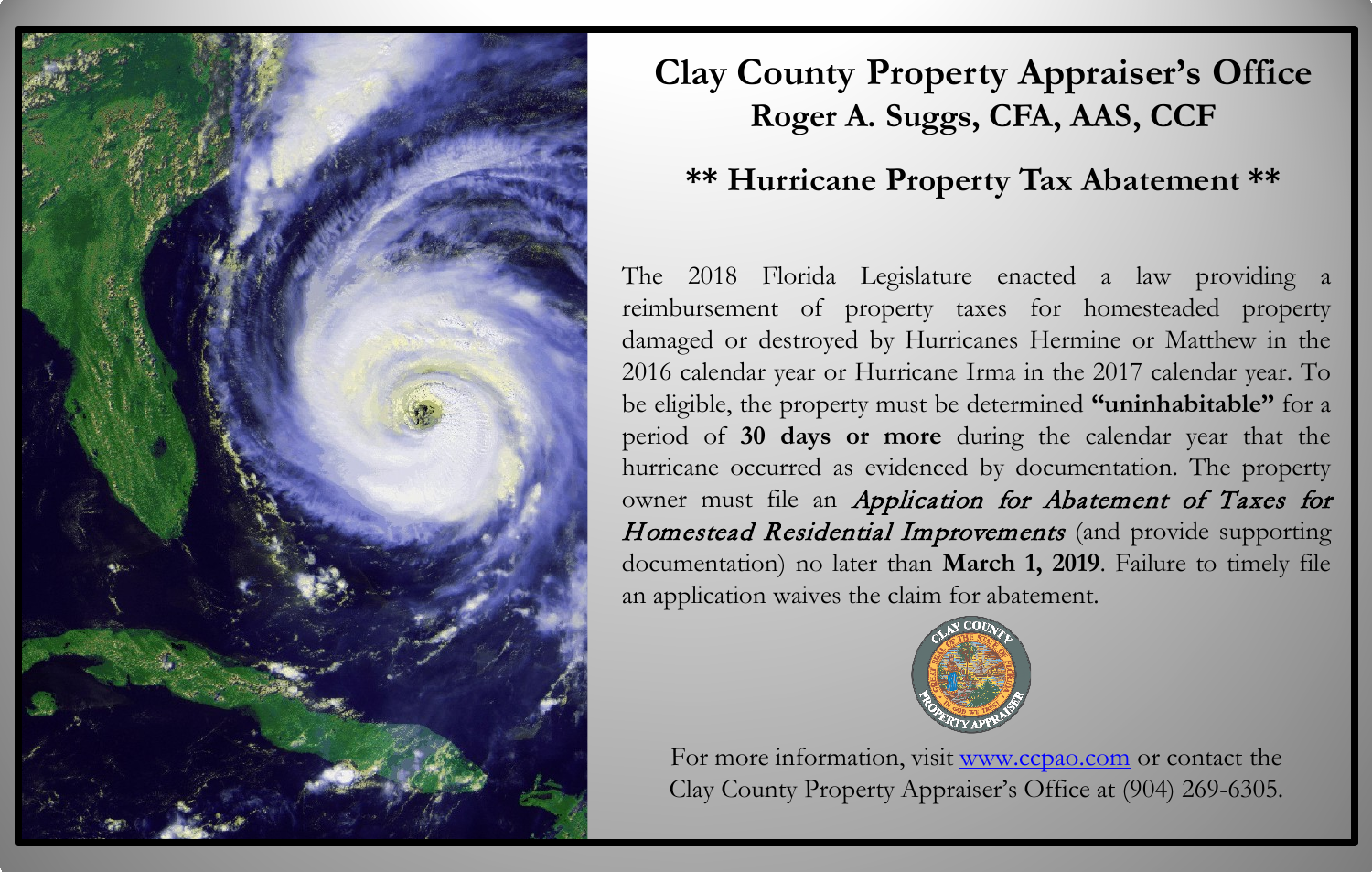# Clay County Property Appraiser's Office

## Roger A. Suggs, CFA, AAS, CCF

### ** Hurricane Property Tax Abatement **

The 2018 Florida Legislature enacted a law providing a reimbursement of property taxes for homesteaded property damaged or destroyed by Hurricanes Hermine or Matthew in the 2016 calendar year or Hurricane Irma in the 2017 calendar year. To be eligible, the property must be determined **"uninhabitable"** for a period of **30 days or more** during the calendar year that the hurricane occurred as evidenced by documentation. The property owner must file an ***Application for Abatement of Taxes for Homestead Residential Improvements*** (and provide supporting documentation) no later than **March 1, 2019**. Failure to timely file an application waives the claim for abatement.

For more information, visit [www.ccpao.com](http://www.ccpao.com) or contact the Clay County Property Appraiser's Office at (904) 269-6305.